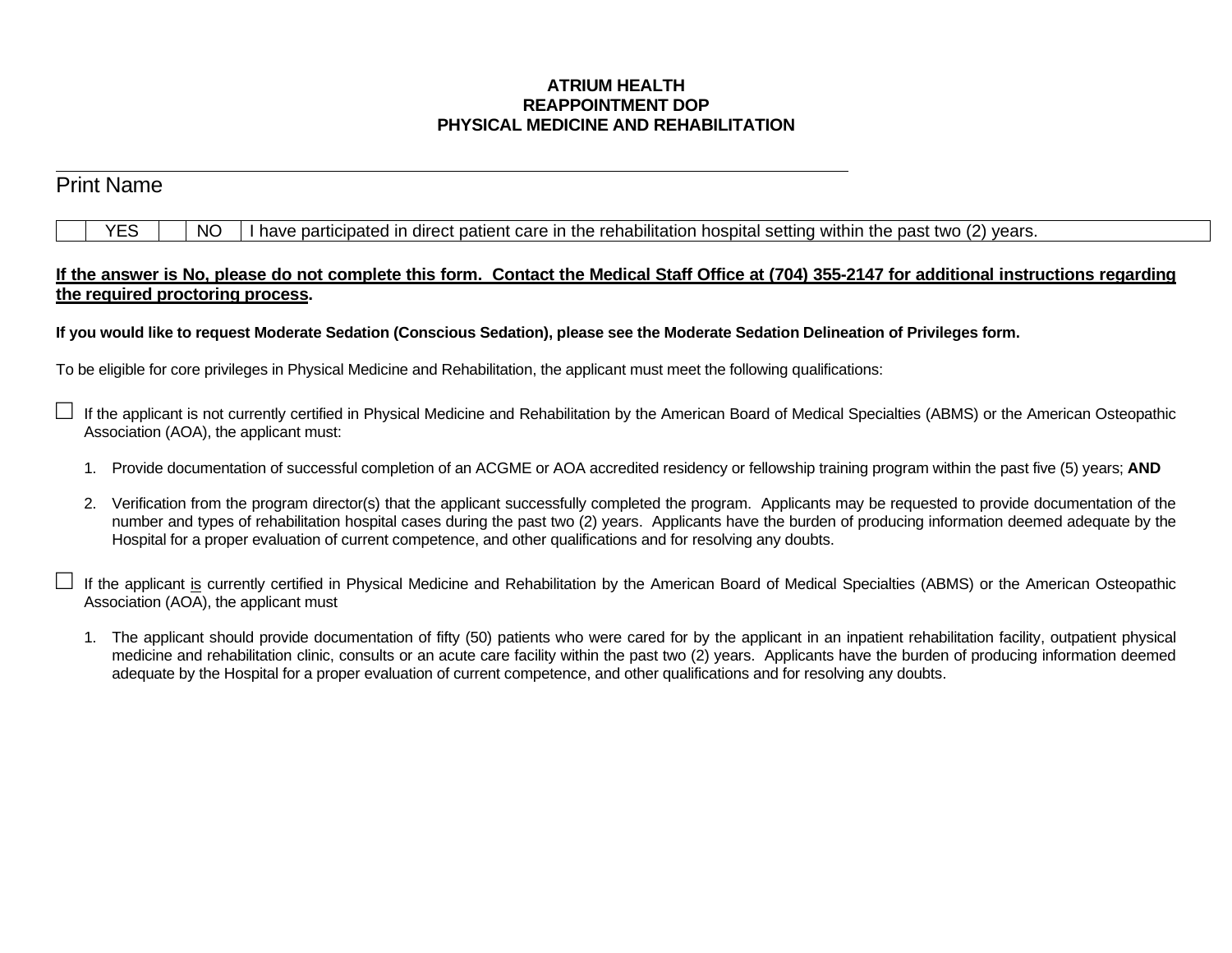**ATRIUM HEALTH**
**REAPPOINTMENT DOP**
**PHYSICAL MEDICINE AND REHABILITATION**

\_\_\_\_\_\_\_\_\_\_\_\_\_\_\_\_\_\_\_\_\_\_\_\_\_\_\_\_\_\_\_\_\_\_\_\_\_\_\_\_\_\_\_\_\_\_\_\_

Print Name

| | YES | | NO | I have participated in direct patient care in the rehabilitation hospital setting within the past two (2) years. |
|---|---|---|---|---|

**If the answer is No, please do not complete this form. Contact the Medical Staff Office at (704) 355-2147 for additional instructions regarding the required proctoring process.**

**If you would like to request Moderate Sedation (Conscious Sedation), please see the Moderate Sedation Delineation of Privileges form.**

To be eligible for core privileges in Physical Medicine and Rehabilitation, the applicant must meet the following qualifications:

☐ If the applicant is not currently certified in Physical Medicine and Rehabilitation by the American Board of Medical Specialties (ABMS) or the American Osteopathic Association (AOA), the applicant must:

1. Provide documentation of successful completion of an ACGME or AOA accredited residency or fellowship training program within the past five (5) years; **AND**

2. Verification from the program director(s) that the applicant successfully completed the program. Applicants may be requested to provide documentation of the number and types of rehabilitation hospital cases during the past two (2) years. Applicants have the burden of producing information deemed adequate by the Hospital for a proper evaluation of current competence, and other qualifications and for resolving any doubts.

☐ If the applicant is currently certified in Physical Medicine and Rehabilitation by the American Board of Medical Specialties (ABMS) or the American Osteopathic Association (AOA), the applicant must

1. The applicant should provide documentation of fifty (50) patients who were cared for by the applicant in an inpatient rehabilitation facility, outpatient physical medicine and rehabilitation clinic, consults or an acute care facility within the past two (2) years. Applicants have the burden of producing information deemed adequate by the Hospital for a proper evaluation of current competence, and other qualifications and for resolving any doubts.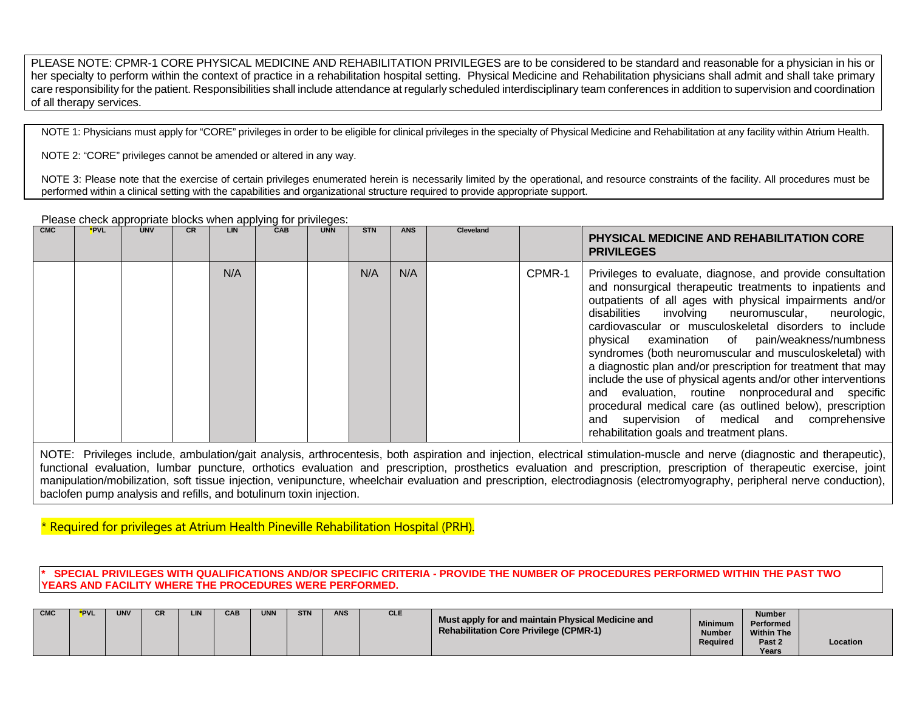PLEASE NOTE: CPMR-1 CORE PHYSICAL MEDICINE AND REHABILITATION PRIVILEGES are to be considered to be standard and reasonable for a physician in his or her specialty to perform within the context of practice in a rehabilitation hospital setting. Physical Medicine and Rehabilitation physicians shall admit and shall take primary care responsibility for the patient. Responsibilities shall include attendance at regularly scheduled interdisciplinary team conferences in addition to supervision and coordination of all therapy services.

NOTE 1: Physicians must apply for "CORE" privileges in order to be eligible for clinical privileges in the specialty of Physical Medicine and Rehabilitation at any facility within Atrium Health.

NOTE 2: "CORE" privileges cannot be amended or altered in any way.

NOTE 3: Please note that the exercise of certain privileges enumerated herein is necessarily limited by the operational, and resource constraints of the facility. All procedures must be performed within a clinical setting with the capabilities and organizational structure required to provide appropriate support.

Please check appropriate blocks when applying for privileges:

| CMC | *PVL | UNV | CR | LIN | CAB | UNN | STN | ANS | Cleveland | | PHYSICAL MEDICINE AND REHABILITATION CORE PRIVILEGES |
|---|---|---|---|---|---|---|---|---|---|---|---|
| | | | | N/A | | | N/A | N/A | | CPMR-1 | Privileges to evaluate, diagnose, and provide consultation and nonsurgical therapeutic treatments to inpatients and outpatients of all ages with physical impairments and/or disabilities involving neuromuscular, neurologic, cardiovascular or musculoskeletal disorders to include physical examination of pain/weakness/numbness syndromes (both neuromuscular and musculoskeletal) with a diagnostic plan and/or prescription for treatment that may include the use of physical agents and/or other interventions and evaluation, routine nonprocedural and specific procedural medical care (as outlined below), prescription and supervision of medical and comprehensive rehabilitation goals and treatment plans. |

NOTE: Privileges include, ambulation/gait analysis, arthrocentesis, both aspiration and injection, electrical stimulation-muscle and nerve (diagnostic and therapeutic), functional evaluation, lumbar puncture, orthotics evaluation and prescription, prosthetics evaluation and prescription, prescription of therapeutic exercise, joint manipulation/mobilization, soft tissue injection, venipuncture, wheelchair evaluation and prescription, electrodiagnosis (electromyography, peripheral nerve conduction), baclofen pump analysis and refills, and botulinum toxin injection.

* Required for privileges at Atrium Health Pineville Rehabilitation Hospital (PRH).

**\* SPECIAL PRIVILEGES WITH QUALIFICATIONS AND/OR SPECIFIC CRITERIA - PROVIDE THE NUMBER OF PROCEDURES PERFORMED WITHIN THE PAST TWO YEARS AND FACILITY WHERE THE PROCEDURES WERE PERFORMED.**

| CMC | *PVL | UNV | CR | LIN | CAB | UNN | STN | ANS | CLE | Must apply for and maintain Physical Medicine and Rehabilitation Core Privilege (CPMR-1) | Minimum Number Required | Number Performed Within The Past 2 Years | Location |
|---|---|---|---|---|---|---|---|---|---|---|---|---|---|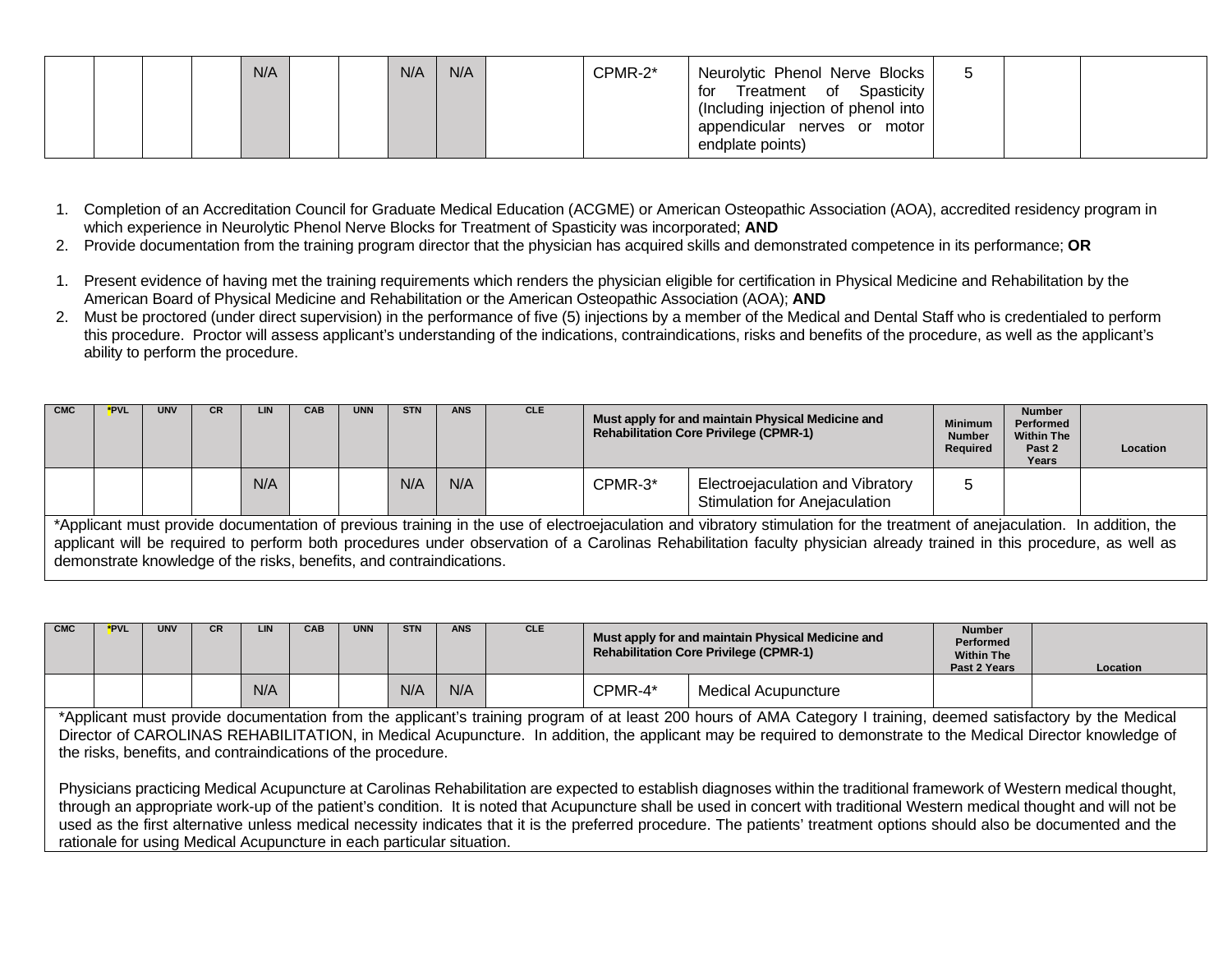| | | | | N/A | | | N/A | N/A | | CPMR-2* | Neurolytic Phenol Nerve Blocks for Treatment of Spasticity (Including injection of phenol into appendicular nerves or motor endplate points) | 5 | | |
|---|---|---|---|---|---|---|---|---|---|---|---|---|---|---|

1. Completion of an Accreditation Council for Graduate Medical Education (ACGME) or American Osteopathic Association (AOA), accredited residency program in which experience in Neurolytic Phenol Nerve Blocks for Treatment of Spasticity was incorporated; **AND**
2. Provide documentation from the training program director that the physician has acquired skills and demonstrated competence in its performance; **OR**

1. Present evidence of having met the training requirements which renders the physician eligible for certification in Physical Medicine and Rehabilitation by the American Board of Physical Medicine and Rehabilitation or the American Osteopathic Association (AOA); **AND**
2. Must be proctored (under direct supervision) in the performance of five (5) injections by a member of the Medical and Dental Staff who is credentialed to perform this procedure. Proctor will assess applicant's understanding of the indications, contraindications, risks and benefits of the procedure, as well as the applicant's ability to perform the procedure.

| CMC | *PVL | UNV | CR | LIN | CAB | UNN | STN | ANS | CLE | Must apply for and maintain Physical Medicine and Rehabilitation Core Privilege (CPMR-1) | | Minimum Number Required | Number Performed Within The Past 2 Years | Location |
|---|---|---|---|---|---|---|---|---|---|---|---|---|---|---|
| | | | | N/A | | | N/A | N/A | | CPMR-3* | Electroejaculation and Vibratory Stimulation for Anejaculation | 5 | | |

*Applicant must provide documentation of previous training in the use of electroejaculation and vibratory stimulation for the treatment of anejaculation. In addition, the applicant will be required to perform both procedures under observation of a Carolinas Rehabilitation faculty physician already trained in this procedure, as well as demonstrate knowledge of the risks, benefits, and contraindications.

| CMC | *PVL | UNV | CR | LIN | CAB | UNN | STN | ANS | CLE | Must apply for and maintain Physical Medicine and Rehabilitation Core Privilege (CPMR-1) | | Number Performed Within The Past 2 Years | Location |
|---|---|---|---|---|---|---|---|---|---|---|---|---|---|
| | | | | N/A | | | N/A | N/A | | CPMR-4* | Medical Acupuncture | | |

*Applicant must provide documentation from the applicant's training program of at least 200 hours of AMA Category I training, deemed satisfactory by the Medical Director of CAROLINAS REHABILITATION, in Medical Acupuncture. In addition, the applicant may be required to demonstrate to the Medical Director knowledge of the risks, benefits, and contraindications of the procedure.

Physicians practicing Medical Acupuncture at Carolinas Rehabilitation are expected to establish diagnoses within the traditional framework of Western medical thought, through an appropriate work-up of the patient's condition. It is noted that Acupuncture shall be used in concert with traditional Western medical thought and will not be used as the first alternative unless medical necessity indicates that it is the preferred procedure. The patients' treatment options should also be documented and the rationale for using Medical Acupuncture in each particular situation.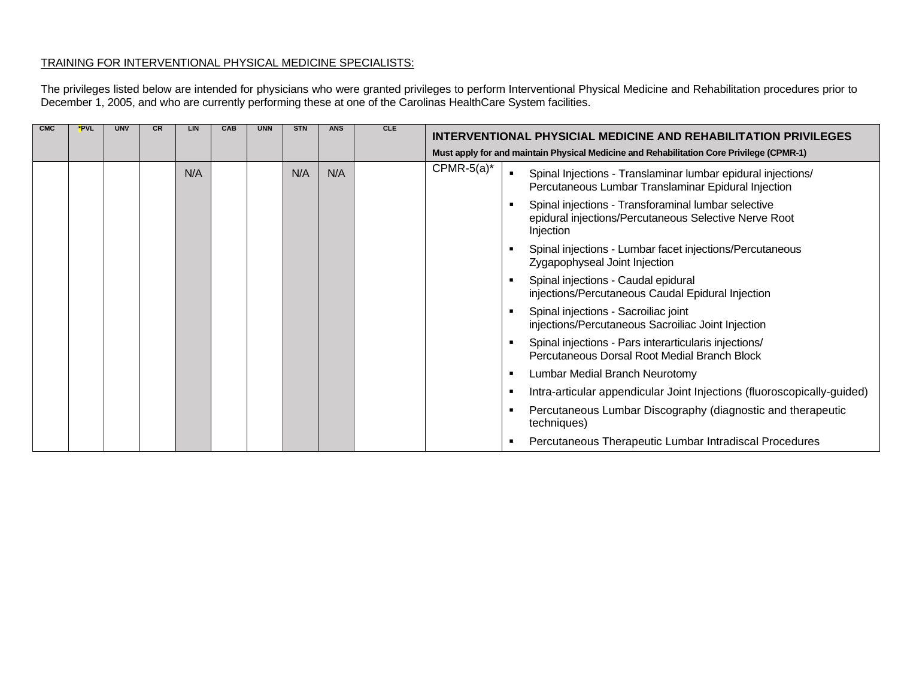TRAINING FOR INTERVENTIONAL PHYSICAL MEDICINE SPECIALISTS:

The privileges listed below are intended for physicians who were granted privileges to perform Interventional Physical Medicine and Rehabilitation procedures prior to December 1, 2005, and who are currently performing these at one of the Carolinas HealthCare System facilities.

| CMC | *PVL | UNV | CR | LIN | CAB | UNN | STN | ANS | CLE | **INTERVENTIONAL PHYSICAL MEDICINE AND REHABILITATION PRIVILEGES**<br>**Must apply for and maintain Physical Medicine and Rehabilitation Core Privilege (CPMR-1)** | |
|---|---|---|---|---|---|---|---|---|---|---|---|
| | | | | N/A | | | N/A | N/A | | CPMR-5(a)* | ▪ Spinal Injections - Translaminar lumbar epidural injections/ Percutaneous Lumbar Translaminar Epidural Injection<br>▪ Spinal injections - Transforaminal lumbar selective epidural injections/Percutaneous Selective Nerve Root Injection<br>▪ Spinal injections - Lumbar facet injections/Percutaneous Zygapophyseal Joint Injection<br>▪ Spinal injections - Caudal epidural injections/Percutaneous Caudal Epidural Injection<br>▪ Spinal injections - Sacroiliac joint injections/Percutaneous Sacroiliac Joint Injection<br>▪ Spinal injections - Pars interarticularis injections/ Percutaneous Dorsal Root Medial Branch Block<br>▪ Lumbar Medial Branch Neurotomy<br>▪ Intra-articular appendicular Joint Injections (fluoroscopically-guided)<br>▪ Percutaneous Lumbar Discography (diagnostic and therapeutic techniques)<br>▪ Percutaneous Therapeutic Lumbar Intradiscal Procedures |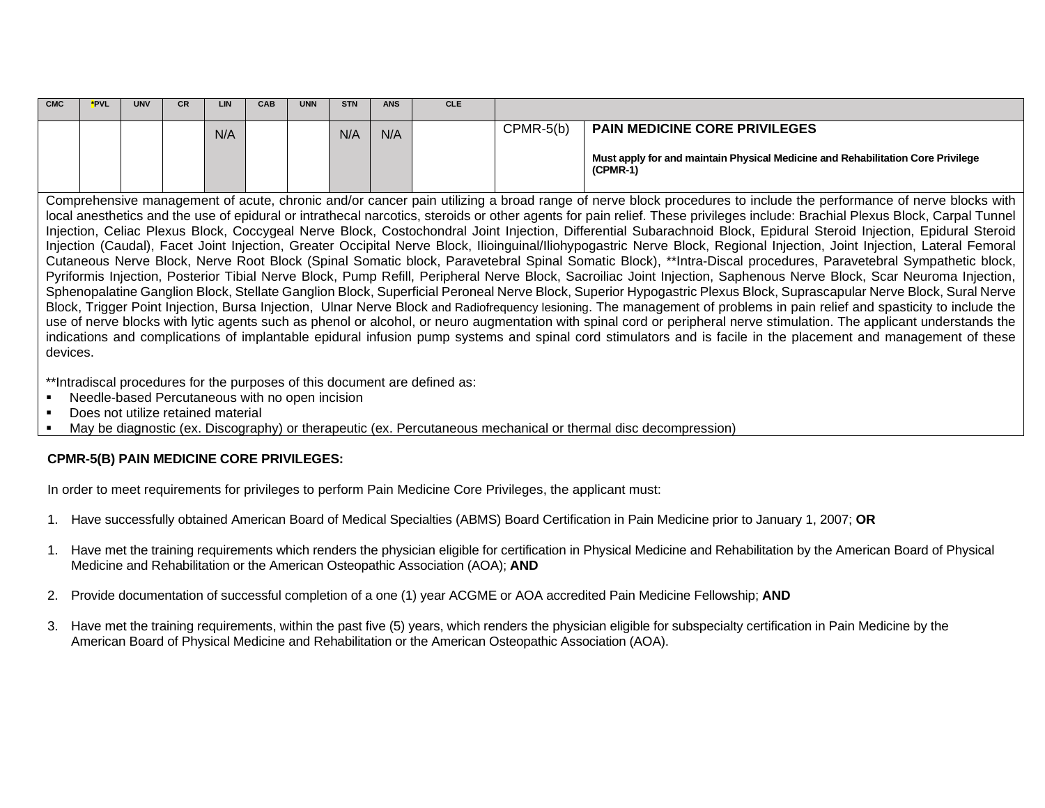| CMC | *PVL | UNV | CR | LIN | CAB | UNN | STN | ANS | CLE | | |
|---|---|---|---|---|---|---|---|---|---|---|---|
| | | | | N/A | | | N/A | N/A | | CPMR-5(b) | **PAIN MEDICINE CORE PRIVILEGES**<br><br>**Must apply for and maintain Physical Medicine and Rehabilitation Core Privilege (CPMR-1)** |

Comprehensive management of acute, chronic and/or cancer pain utilizing a broad range of nerve block procedures to include the performance of nerve blocks with local anesthetics and the use of epidural or intrathecal narcotics, steroids or other agents for pain relief. These privileges include: Brachial Plexus Block, Carpal Tunnel Injection, Celiac Plexus Block, Coccygeal Nerve Block, Costochondral Joint Injection, Differential Subarachnoid Block, Epidural Steroid Injection, Epidural Steroid Injection (Caudal), Facet Joint Injection, Greater Occipital Nerve Block, Ilioinguinal/Iliohypogastric Nerve Block, Regional Injection, Joint Injection, Lateral Femoral Cutaneous Nerve Block, Nerve Root Block (Spinal Somatic block, Paravetebral Spinal Somatic Block), **Intra-Discal procedures, Paravetebral Sympathetic block, Pyriformis Injection, Posterior Tibial Nerve Block, Pump Refill, Peripheral Nerve Block, Sacroiliac Joint Injection, Saphenous Nerve Block, Scar Neuroma Injection, Sphenopalatine Ganglion Block, Stellate Ganglion Block, Superficial Peroneal Nerve Block, Superior Hypogastric Plexus Block, Suprascapular Nerve Block, Sural Nerve Block, Trigger Point Injection, Bursa Injection, Ulnar Nerve Block and Radiofrequency lesioning. The management of problems in pain relief and spasticity to include the use of nerve blocks with lytic agents such as phenol or alcohol, or neuro augmentation with spinal cord or peripheral nerve stimulation. The applicant understands the indications and complications of implantable epidural infusion pump systems and spinal cord stimulators and is facile in the placement and management of these devices.

**Intradiscal procedures for the purposes of this document are defined as:

- Needle-based Percutaneous with no open incision
- Does not utilize retained material
- May be diagnostic (ex. Discography) or therapeutic (ex. Percutaneous mechanical or thermal disc decompression)

**CPMR-5(B) PAIN MEDICINE CORE PRIVILEGES:**

In order to meet requirements for privileges to perform Pain Medicine Core Privileges, the applicant must:

1. Have successfully obtained American Board of Medical Specialties (ABMS) Board Certification in Pain Medicine prior to January 1, 2007; **OR**

1. Have met the training requirements which renders the physician eligible for certification in Physical Medicine and Rehabilitation by the American Board of Physical Medicine and Rehabilitation or the American Osteopathic Association (AOA); **AND**

2. Provide documentation of successful completion of a one (1) year ACGME or AOA accredited Pain Medicine Fellowship; **AND**

3. Have met the training requirements, within the past five (5) years, which renders the physician eligible for subspecialty certification in Pain Medicine by the American Board of Physical Medicine and Rehabilitation or the American Osteopathic Association (AOA).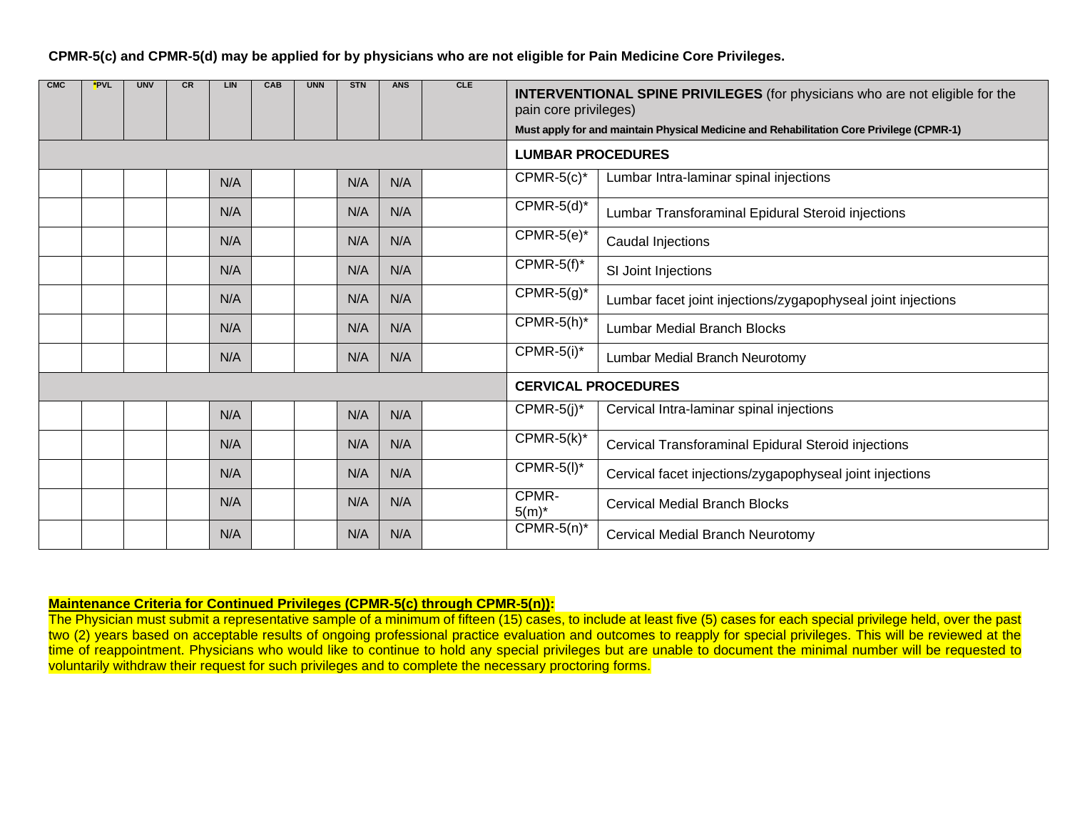**CPMR-5(c) and CPMR-5(d) may be applied for by physicians who are not eligible for Pain Medicine Core Privileges.**

| CMC | *PVL | UNV | CR | LIN | CAB | UNN | STN | ANS | CLE | | |
|---|---|---|---|---|---|---|---|---|---|---|---|
| | | | | | | | | | | **INTERVENTIONAL SPINE PRIVILEGES** (for physicians who are not eligible for the pain core privileges)<br>**Must apply for and maintain Physical Medicine and Rehabilitation Core Privilege (CPMR-1)** | |
| | | | | | | | | | | **LUMBAR PROCEDURES** | |
| | | | | N/A | | | N/A | N/A | | CPMR-5(c)* | Lumbar Intra-laminar spinal injections |
| | | | | N/A | | | N/A | N/A | | CPMR-5(d)* | Lumbar Transforaminal Epidural Steroid injections |
| | | | | N/A | | | N/A | N/A | | CPMR-5(e)* | Caudal Injections |
| | | | | N/A | | | N/A | N/A | | CPMR-5(f)* | SI Joint Injections |
| | | | | N/A | | | N/A | N/A | | CPMR-5(g)* | Lumbar facet joint injections/zygapophyseal joint injections |
| | | | | N/A | | | N/A | N/A | | CPMR-5(h)* | Lumbar Medial Branch Blocks |
| | | | | N/A | | | N/A | N/A | | CPMR-5(i)* | Lumbar Medial Branch Neurotomy |
| | | | | | | | | | | **CERVICAL PROCEDURES** | |
| | | | | N/A | | | N/A | N/A | | CPMR-5(j)* | Cervical Intra-laminar spinal injections |
| | | | | N/A | | | N/A | N/A | | CPMR-5(k)* | Cervical Transforaminal Epidural Steroid injections |
| | | | | N/A | | | N/A | N/A | | CPMR-5(l)* | Cervical facet injections/zygapophyseal joint injections |
| | | | | N/A | | | N/A | N/A | | CPMR-5(m)* | Cervical Medial Branch Blocks |
| | | | | N/A | | | N/A | N/A | | CPMR-5(n)* | Cervical Medial Branch Neurotomy |

**Maintenance Criteria for Continued Privileges (CPMR-5(c) through CPMR-5(n)):**
The Physician must submit a representative sample of a minimum of fifteen (15) cases, to include at least five (5) cases for each special privilege held, over the past two (2) years based on acceptable results of ongoing professional practice evaluation and outcomes to reapply for special privileges. This will be reviewed at the time of reappointment. Physicians who would like to continue to hold any special privileges but are unable to document the minimal number will be requested to voluntarily withdraw their request for such privileges and to complete the necessary proctoring forms.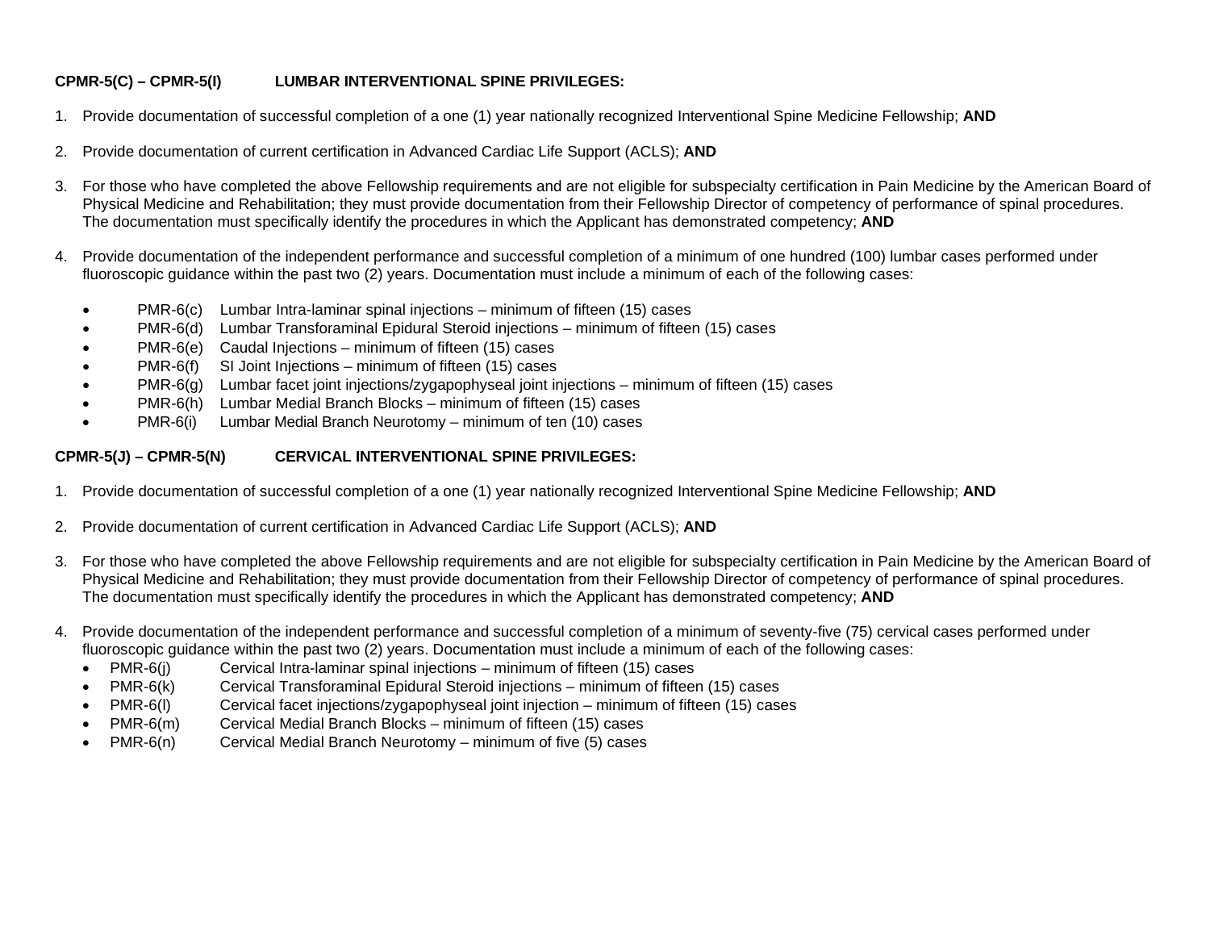**CPMR-5(C) – CPMR-5(I) LUMBAR INTERVENTIONAL SPINE PRIVILEGES:**

1. Provide documentation of successful completion of a one (1) year nationally recognized Interventional Spine Medicine Fellowship; **AND**

2. Provide documentation of current certification in Advanced Cardiac Life Support (ACLS); **AND**

3. For those who have completed the above Fellowship requirements and are not eligible for subspecialty certification in Pain Medicine by the American Board of Physical Medicine and Rehabilitation; they must provide documentation from their Fellowship Director of competency of performance of spinal procedures. The documentation must specifically identify the procedures in which the Applicant has demonstrated competency; **AND**

4. Provide documentation of the independent performance and successful completion of a minimum of one hundred (100) lumbar cases performed under fluoroscopic guidance within the past two (2) years. Documentation must include a minimum of each of the following cases:

   - PMR-6(c) Lumbar Intra-laminar spinal injections – minimum of fifteen (15) cases
   - PMR-6(d) Lumbar Transforaminal Epidural Steroid injections – minimum of fifteen (15) cases
   - PMR-6(e) Caudal Injections – minimum of fifteen (15) cases
   - PMR-6(f) SI Joint Injections – minimum of fifteen (15) cases
   - PMR-6(g) Lumbar facet joint injections/zygapophyseal joint injections – minimum of fifteen (15) cases
   - PMR-6(h) Lumbar Medial Branch Blocks – minimum of fifteen (15) cases
   - PMR-6(i) Lumbar Medial Branch Neurotomy – minimum of ten (10) cases

**CPMR-5(J) – CPMR-5(N) CERVICAL INTERVENTIONAL SPINE PRIVILEGES:**

1. Provide documentation of successful completion of a one (1) year nationally recognized Interventional Spine Medicine Fellowship; **AND**

2. Provide documentation of current certification in Advanced Cardiac Life Support (ACLS); **AND**

3. For those who have completed the above Fellowship requirements and are not eligible for subspecialty certification in Pain Medicine by the American Board of Physical Medicine and Rehabilitation; they must provide documentation from their Fellowship Director of competency of performance of spinal procedures. The documentation must specifically identify the procedures in which the Applicant has demonstrated competency; **AND**

4. Provide documentation of the independent performance and successful completion of a minimum of seventy-five (75) cervical cases performed under fluoroscopic guidance within the past two (2) years. Documentation must include a minimum of each of the following cases:
   - PMR-6(j) Cervical Intra-laminar spinal injections – minimum of fifteen (15) cases
   - PMR-6(k) Cervical Transforaminal Epidural Steroid injections – minimum of fifteen (15) cases
   - PMR-6(l) Cervical facet injections/zygapophyseal joint injection – minimum of fifteen (15) cases
   - PMR-6(m) Cervical Medial Branch Blocks – minimum of fifteen (15) cases
   - PMR-6(n) Cervical Medial Branch Neurotomy – minimum of five (5) cases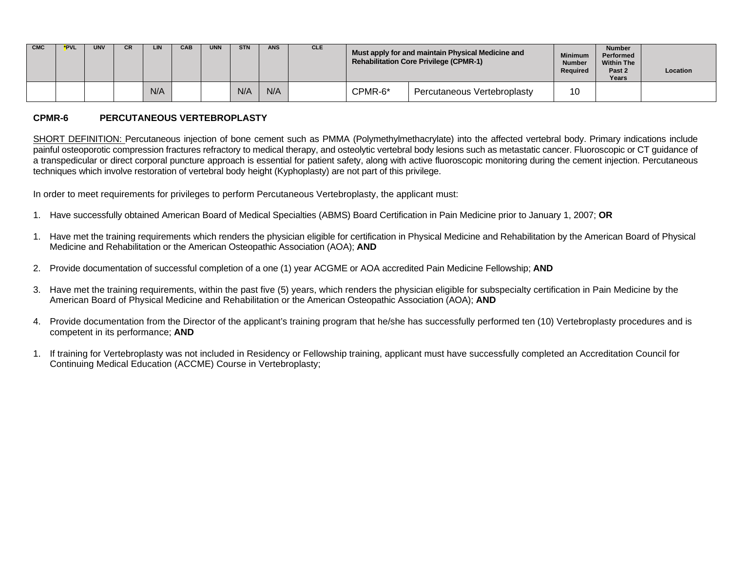| CMC | *PVL | UNV | CR | LIN | CAB | UNN | STN | ANS | CLE | Must apply for and maintain Physical Medicine and Rehabilitation Core Privilege (CPMR-1) | | Minimum Number Required | Number Performed Within The Past 2 Years | Location |
|---|---|---|---|---|---|---|---|---|---|---|---|---|---|---|
| | | | | N/A | | | N/A | N/A | | CPMR-6* | Percutaneous Vertebroplasty | 10 | | |

**CPMR-6 PERCUTANEOUS VERTEBROPLASTY**

SHORT DEFINITION: Percutaneous injection of bone cement such as PMMA (Polymethylmethacrylate) into the affected vertebral body. Primary indications include painful osteoporotic compression fractures refractory to medical therapy, and osteolytic vertebral body lesions such as metastatic cancer. Fluoroscopic or CT guidance of a transpedicular or direct corporal puncture approach is essential for patient safety, along with active fluoroscopic monitoring during the cement injection. Percutaneous techniques which involve restoration of vertebral body height (Kyphoplasty) are not part of this privilege.

In order to meet requirements for privileges to perform Percutaneous Vertebroplasty, the applicant must:

1. Have successfully obtained American Board of Medical Specialties (ABMS) Board Certification in Pain Medicine prior to January 1, 2007; **OR**

1. Have met the training requirements which renders the physician eligible for certification in Physical Medicine and Rehabilitation by the American Board of Physical Medicine and Rehabilitation or the American Osteopathic Association (AOA); **AND**

2. Provide documentation of successful completion of a one (1) year ACGME or AOA accredited Pain Medicine Fellowship; **AND**

3. Have met the training requirements, within the past five (5) years, which renders the physician eligible for subspecialty certification in Pain Medicine by the American Board of Physical Medicine and Rehabilitation or the American Osteopathic Association (AOA); **AND**

4. Provide documentation from the Director of the applicant's training program that he/she has successfully performed ten (10) Vertebroplasty procedures and is competent in its performance; **AND**

1. If training for Vertebroplasty was not included in Residency or Fellowship training, applicant must have successfully completed an Accreditation Council for Continuing Medical Education (ACCME) Course in Vertebroplasty;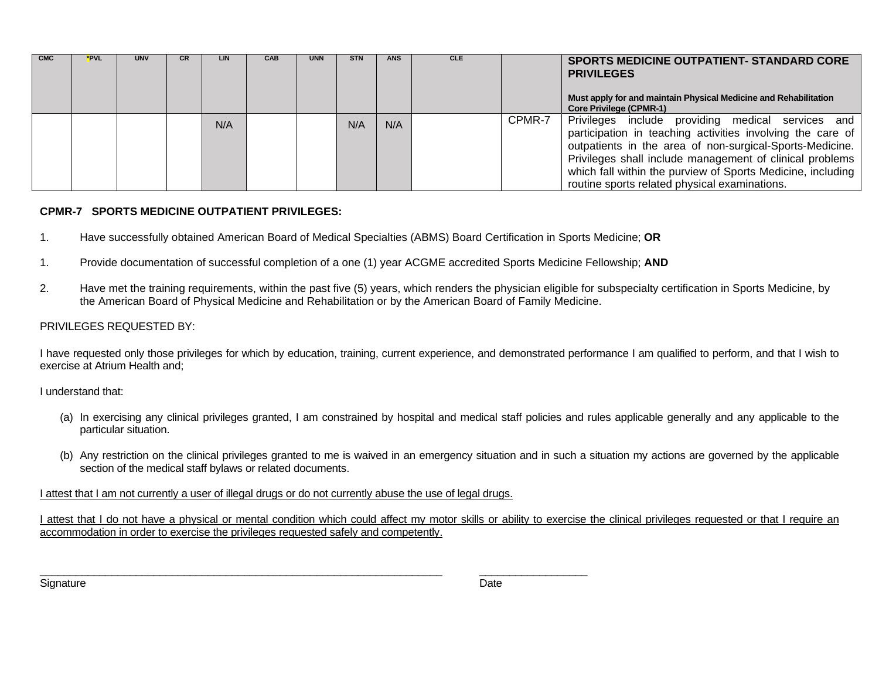| CMC | *PVL | UNV | CR | LIN | CAB | UNN | STN | ANS | CLE | | SPORTS MEDICINE OUTPATIENT- STANDARD CORE PRIVILEGES<br><br>Must apply for and maintain Physical Medicine and Rehabilitation Core Privilege (CPMR-1) |
|---|---|---|---|---|---|---|---|---|---|---|---|
| | | | | N/A | | | N/A | N/A | | CPMR-7 | Privileges include providing medical services and participation in teaching activities involving the care of outpatients in the area of non-surgical-Sports-Medicine. Privileges shall include management of clinical problems which fall within the purview of Sports Medicine, including routine sports related physical examinations. |

**CPMR-7 SPORTS MEDICINE OUTPATIENT PRIVILEGES:**

1. Have successfully obtained American Board of Medical Specialties (ABMS) Board Certification in Sports Medicine; **OR**

1. Provide documentation of successful completion of a one (1) year ACGME accredited Sports Medicine Fellowship; **AND**

2. Have met the training requirements, within the past five (5) years, which renders the physician eligible for subspecialty certification in Sports Medicine, by the American Board of Physical Medicine and Rehabilitation or by the American Board of Family Medicine.

PRIVILEGES REQUESTED BY:

I have requested only those privileges for which by education, training, current experience, and demonstrated performance I am qualified to perform, and that I wish to exercise at Atrium Health and;

I understand that:

(a) In exercising any clinical privileges granted, I am constrained by hospital and medical staff policies and rules applicable generally and any applicable to the particular situation.

(b) Any restriction on the clinical privileges granted to me is waived in an emergency situation and in such a situation my actions are governed by the applicable section of the medical staff bylaws or related documents.

<u>I attest that I am not currently a user of illegal drugs or do not currently abuse the use of legal drugs.</u>

<u>I attest that I do not have a physical or mental condition which could affect my motor skills or ability to exercise the clinical privileges requested or that I require an accommodation in order to exercise the privileges requested safely and competently.</u>

\_\_\_\_\_\_\_\_\_\_\_\_\_\_\_\_\_\_\_\_\_\_\_\_\_\_\_\_\_\_\_\_\_\_\_\_\_\_\_\_\_\_\_\_\_\_\_\_\_\_\_\_\_\_\_\_\_\_\_\_ \_\_\_\_\_\_\_\_\_\_\_\_\_\_\_\_\_\_\_
Signature Date